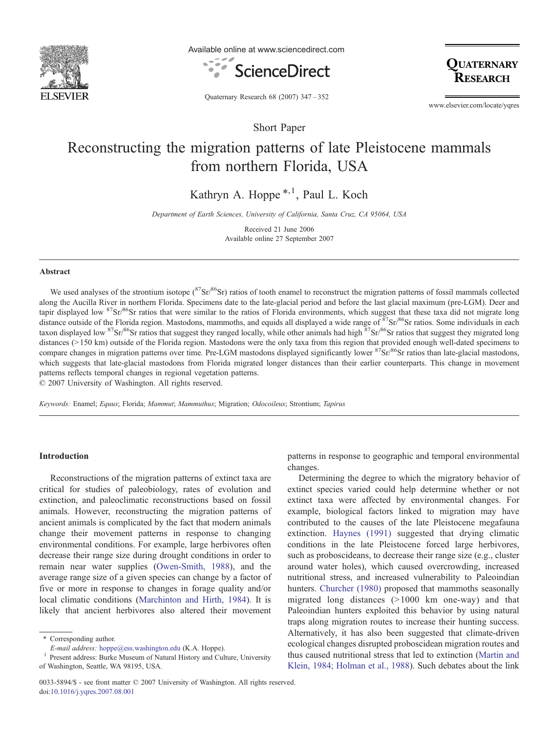Short Paper

# Reconstructing the migration patterns of late Pleistocene mammals from northern Florida, USA

Kathryn A. Hoppe [*,1], Paul L. Koch

*Department of Earth Sciences, University of California, Santa Cruz, CA 95064, USA*

Received 21 June 2006
Available online 27 September 2007

## Abstract

We used analyses of the strontium isotope ($^{87}Sr/^{86}Sr$) ratios of tooth enamel to reconstruct the migration patterns of fossil mammals collected along the Aucilla River in northern Florida. Specimens date to the late-glacial period and before the last glacial maximum (pre-LGM). Deer and tapir displayed low $^{87}Sr/^{86}Sr$ ratios that were similar to the ratios of Florida environments, which suggest that these taxa did not migrate long distance outside of the Florida region. Mastodons, mammoths, and equids all displayed a wide range of $^{87}Sr/^{86}Sr$ ratios. Some individuals in each taxon displayed low $^{87}Sr/^{86}Sr$ ratios that suggest they ranged locally, while other animals had high $^{87}Sr/^{86}Sr$ ratios that suggest they migrated long distances (>150 km) outside of the Florida region. Mastodons were the only taxa from this region that provided enough well-dated specimens to compare changes in migration patterns over time. Pre-LGM mastodons displayed significantly lower $^{87}Sr/^{86}Sr$ ratios than late-glacial mastodons, which suggests that late-glacial mastodons from Florida migrated longer distances than their earlier counterparts. This change in movement patterns reflects temporal changes in regional vegetation patterns.

© 2007 University of Washington. All rights reserved.

*Keywords:* Enamel; *Equus*; Florida; *Mammut*; *Mammuthus*; Migration; *Odocoileus*; Strontium; *Tapirus*

## Introduction

Reconstructions of the migration patterns of extinct taxa are critical for studies of paleobiology, rates of evolution and extinction, and paleoclimatic reconstructions based on fossil animals. However, reconstructing the migration patterns of ancient animals is complicated by the fact that modern animals change their movement patterns in response to changing environmental conditions. For example, large herbivores often decrease their range size during drought conditions in order to remain near water supplies (Owen-Smith, 1988), and the average range size of a given species can change by a factor of five or more in response to changes in forage quality and/or local climatic conditions (Marchinton and Hirth, 1984). It is likely that ancient herbivores also altered their movement patterns in response to geographic and temporal environmental changes.

Determining the degree to which the migratory behavior of extinct species varied could help determine whether or not extinct taxa were affected by environmental changes. For example, biological factors linked to migration may have contributed to the causes of the late Pleistocene megafauna extinction. Haynes (1991) suggested that drying climatic conditions in the late Pleistocene forced large herbivores, such as proboscideans, to decrease their range size (e.g., cluster around water holes), which caused overcrowding, increased nutritional stress, and increased vulnerability to Paleoindian hunters. Churcher (1980) proposed that mammoths seasonally migrated long distances (>1000 km one-way) and that Paleoindian hunters exploited this behavior by using natural traps along migration routes to increase their hunting success. Alternatively, it has also been suggested that climate-driven ecological changes disrupted proboscidean migration routes and thus caused nutritional stress that led to extinction (Martin and Klein, 1984; Holman et al., 1988). Such debates about the link

* Corresponding author.
*E-mail address:* hoppe@ess.washington.edu (K.A. Hoppe).
[1] Present address: Burke Museum of Natural History and Culture, University of Washington, Seattle, WA 98195, USA.

0033-5894/$ - see front matter © 2007 University of Washington. All rights reserved.
doi:10.1016/j.yqres.2007.08.001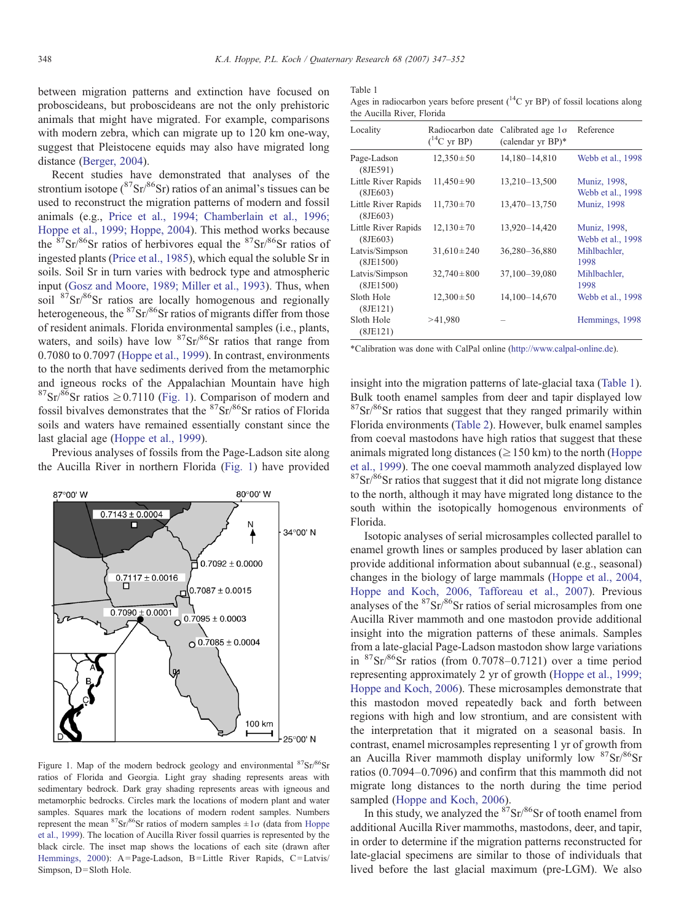between migration patterns and extinction have focused on proboscideans, but proboscideans are not the only prehistoric animals that might have migrated. For example, comparisons with modern zebra, which can migrate up to 120 km one-way, suggest that Pleistocene equids may also have migrated long distance (Berger, 2004).

Recent studies have demonstrated that analyses of the strontium isotope ($^{87}Sr/^{86}Sr$) ratios of an animal's tissues can be used to reconstruct the migration patterns of modern and fossil animals (e.g., Price et al., 1994; Chamberlain et al., 1996; Hoppe et al., 1999; Hoppe, 2004). This method works because the $^{87}Sr/^{86}Sr$ ratios of herbivores equal the $^{87}Sr/^{86}Sr$ ratios of ingested plants (Price et al., 1985), which equal the soluble Sr in soils. Soil Sr in turn varies with bedrock type and atmospheric input (Gosz and Moore, 1989; Miller et al., 1993). Thus, when soil $^{87}Sr/^{86}Sr$ ratios are locally homogenous and regionally heterogeneous, the $^{87}Sr/^{86}Sr$ ratios of migrants differ from those of resident animals. Florida environmental samples (i.e., plants, waters, and soils) have low $^{87}Sr/^{86}Sr$ ratios that range from 0.7080 to 0.7097 (Hoppe et al., 1999). In contrast, environments to the north that have sediments derived from the metamorphic and igneous rocks of the Appalachian Mountain have high $^{87}Sr/^{86}Sr$ ratios $\geq 0.7110$ (Fig. 1). Comparison of modern and fossil bivalves demonstrates that the $^{87}Sr/^{86}Sr$ ratios of Florida soils and waters have remained essentially constant since the last glacial age (Hoppe et al., 1999).

Previous analyses of fossils from the Page-Ladson site along the Aucilla River in northern Florida (Fig. 1) have provided insight into the migration patterns of late-glacial taxa (Table 1). Bulk tooth enamel samples from deer and tapir displayed low $^{87}Sr/^{86}Sr$ ratios that suggest that they ranged primarily within Florida environments (Table 2). However, bulk enamel samples from coeval mastodons have high ratios that suggest that these animals migrated long distances ($\geq 150$ km) to the north (Hoppe et al., 1999). The one coeval mammoth analyzed displayed low $^{87}Sr/^{86}Sr$ ratios that suggest that it did not migrate long distance to the north, although it may have migrated long distance to the south within the isotopically homogenous environments of Florida.

87°00′ W
80°00′ W
34°00′ N
25°00′ N
N
0.7143 ± 0.0004
0.7092 ± 0.0000
0.7117 ± 0.0016
0.7087 ± 0.0015
0.7090 ± 0.0001
0.7095 ± 0.0003
0.7085 ± 0.0004
A
B
C
D
100 km

Figure 1. Map of the modern bedrock geology and environmental $^{87}Sr/^{86}Sr$ ratios of Florida and Georgia. Light gray shading represents areas with sedimentary bedrock. Dark gray shading represents areas with igneous and metamorphic bedrocks. Circles mark the locations of modern plant and water samples. Squares mark the locations of modern rodent samples. Numbers represent the mean $^{87}Sr/^{86}Sr$ ratios of modern samples $\pm 1\sigma$ (data from Hoppe et al., 1999). The location of Aucilla River fossil quarries is represented by the black circle. The inset map shows the locations of each site (drawn after Hemmings, 2000): A = Page-Ladson, B = Little River Rapids, C = Latvis/Simpson, D = Sloth Hole.

Table 1
Ages in radiocarbon years before present ($^{14}C$ yr BP) of fossil locations along the Aucilla River, Florida

| Locality | Radiocarbon date ($^{14}C$ yr BP) | Calibrated age 1σ (calendar yr BP)* | Reference |
|---|---|---|---|
| Page-Ladson (8JE591) | 12,350 ± 50 | 14,180–14,810 | Webb et al., 1998 |
| Little River Rapids (8JE603) | 11,450 ± 90 | 13,210–13,500 | Muniz, 1998, Webb et al., 1998 |
| Little River Rapids (8JE603) | 11,730 ± 70 | 13,470–13,750 | Muniz, 1998 |
| Little River Rapids (8JE603) | 12,130 ± 70 | 13,920–14,420 | Muniz, 1998, Webb et al., 1998 |
| Latvis/Simpson (8JE1500) | 31,610 ± 240 | 36,280–36,880 | Mihlbachler, 1998 |
| Latvis/Simpson (8JE1500) | 32,740 ± 800 | 37,100–39,080 | Mihlbachler, 1998 |
| Sloth Hole (8JE121) | 12,300 ± 50 | 14,100–14,670 | Webb et al., 1998 |
| Sloth Hole (8JE121) | >41,980 | – | Hemmings, 1998 |

*Calibration was done with CalPal online (http://www.calpal-online.de).

Isotopic analyses of serial microsamples collected parallel to enamel growth lines or samples produced by laser ablation can provide additional information about subannual (e.g., seasonal) changes in the biology of large mammals (Hoppe et al., 2004, Hoppe and Koch, 2006, Tafforeau et al., 2007). Previous analyses of the $^{87}Sr/^{86}Sr$ ratios of serial microsamples from one Aucilla River mammoth and one mastodon provide additional insight into the migration patterns of these animals. Samples from a late-glacial Page-Ladson mastodon show large variations in $^{87}Sr/^{86}Sr$ ratios (from 0.7078–0.7121) over a time period representing approximately 2 yr of growth (Hoppe et al., 1999; Hoppe and Koch, 2006). These microsamples demonstrate that this mastodon moved repeatedly back and forth between regions with high and low strontium, and are consistent with the interpretation that it migrated on a seasonal basis. In contrast, enamel microsamples representing 1 yr of growth from an Aucilla River mammoth display uniformly low $^{87}Sr/^{86}Sr$ ratios (0.7094–0.7096) and confirm that this mammoth did not migrate long distances to the north during the time period sampled (Hoppe and Koch, 2006).

In this study, we analyzed the $^{87}Sr/^{86}Sr$ of tooth enamel from additional Aucilla River mammoths, mastodons, deer, and tapir, in order to determine if the migration patterns reconstructed for late-glacial specimens are similar to those of individuals that lived before the last glacial maximum (pre-LGM). We also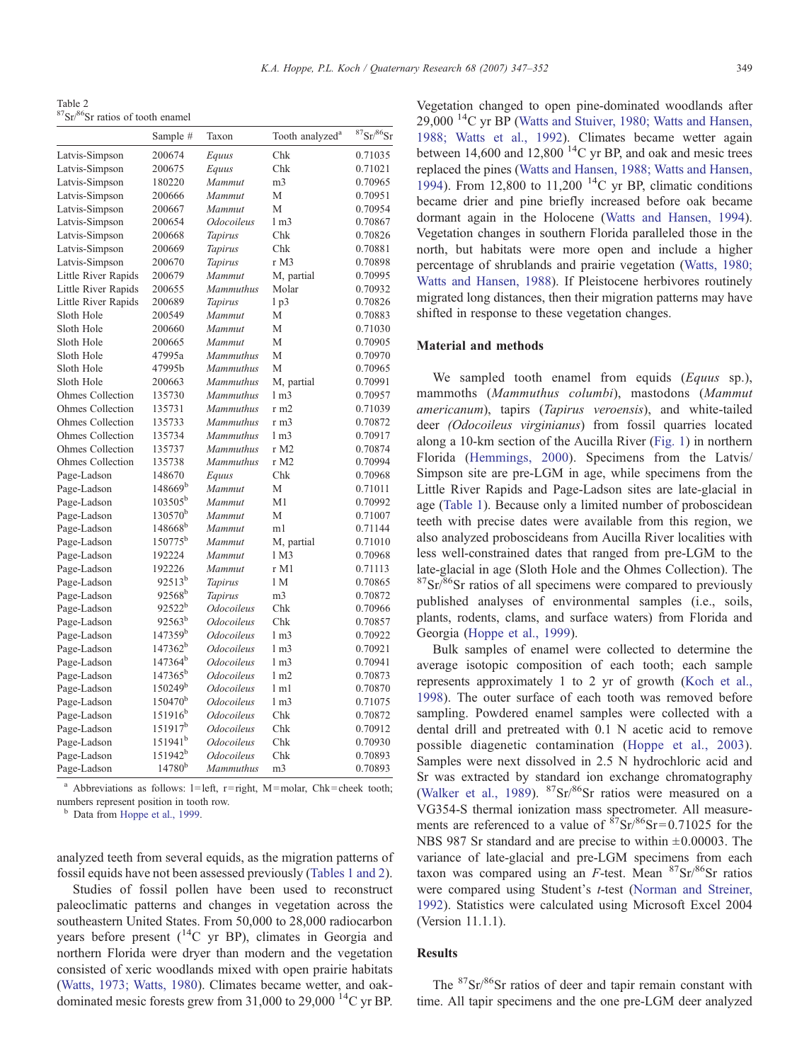Table 2
$^{87}Sr/^{86}Sr$ ratios of tooth enamel

| | Sample # | Taxon | Tooth analyzed[a] | $^{87}Sr/^{86}Sr$ |
|---|---|---|---|---|
| Latvis-Simpson | 200674 | *Equus* | Chk | 0.71035 |
| Latvis-Simpson | 200675 | *Equus* | Chk | 0.71021 |
| Latvis-Simpson | 180220 | *Mammut* | m3 | 0.70965 |
| Latvis-Simpson | 200666 | *Mammut* | M | 0.70951 |
| Latvis-Simpson | 200667 | *Mammut* | M | 0.70954 |
| Latvis-Simpson | 200654 | *Odocoileus* | l m3 | 0.70867 |
| Latvis-Simpson | 200668 | *Tapirus* | Chk | 0.70826 |
| Latvis-Simpson | 200669 | *Tapirus* | Chk | 0.70881 |
| Latvis-Simpson | 200670 | *Tapirus* | r M3 | 0.70898 |
| Little River Rapids | 200679 | *Mammut* | M, partial | 0.70995 |
| Little River Rapids | 200655 | *Mammuthus* | Molar | 0.70932 |
| Little River Rapids | 200689 | *Tapirus* | l p3 | 0.70826 |
| Sloth Hole | 200549 | *Mammut* | M | 0.70883 |
| Sloth Hole | 200660 | *Mammut* | M | 0.71030 |
| Sloth Hole | 200665 | *Mammut* | M | 0.70905 |
| Sloth Hole | 47995a | *Mammuthus* | M | 0.70970 |
| Sloth Hole | 47995b | *Mammuthus* | M | 0.70965 |
| Sloth Hole | 200663 | *Mammuthus* | M, partial | 0.70991 |
| Ohmes Collection | 135730 | *Mammuthus* | l m3 | 0.70957 |
| Ohmes Collection | 135731 | *Mammuthus* | r m2 | 0.71039 |
| Ohmes Collection | 135733 | *Mammuthus* | r m3 | 0.70872 |
| Ohmes Collection | 135734 | *Mammuthus* | l m3 | 0.70917 |
| Ohmes Collection | 135737 | *Mammuthus* | r M2 | 0.70874 |
| Ohmes Collection | 135738 | *Mammuthus* | r M2 | 0.70994 |
| Page-Ladson | 148670 | *Equus* | Chk | 0.70968 |
| Page-Ladson | 148669[b] | *Mammut* | M | 0.71011 |
| Page-Ladson | 103505[b] | *Mammut* | M1 | 0.70992 |
| Page-Ladson | 130570[b] | *Mammut* | M | 0.71007 |
| Page-Ladson | 148668[b] | *Mammut* | m1 | 0.71144 |
| Page-Ladson | 150775[b] | *Mammut* | M, partial | 0.71010 |
| Page-Ladson | 192224 | *Mammut* | l M3 | 0.70968 |
| Page-Ladson | 192226 | *Mammut* | r M1 | 0.71113 |
| Page-Ladson | 92513[b] | *Tapirus* | l M | 0.70865 |
| Page-Ladson | 92568[b] | *Tapirus* | m3 | 0.70872 |
| Page-Ladson | 92522[b] | *Odocoileus* | Chk | 0.70966 |
| Page-Ladson | 92563[b] | *Odocoileus* | Chk | 0.70857 |
| Page-Ladson | 147359[b] | *Odocoileus* | l m3 | 0.70922 |
| Page-Ladson | 147362[b] | *Odocoileus* | l m3 | 0.70921 |
| Page-Ladson | 147364[b] | *Odocoileus* | l m3 | 0.70941 |
| Page-Ladson | 147365[b] | *Odocoileus* | l m2 | 0.70873 |
| Page-Ladson | 150249[b] | *Odocoileus* | l m1 | 0.70870 |
| Page-Ladson | 150470[b] | *Odocoileus* | l m3 | 0.71075 |
| Page-Ladson | 151916[b] | *Odocoileus* | Chk | 0.70872 |
| Page-Ladson | 151917[b] | *Odocoileus* | Chk | 0.70912 |
| Page-Ladson | 151941[b] | *Odocoileus* | Chk | 0.70930 |
| Page-Ladson | 151942[b] | *Odocoileus* | Chk | 0.70893 |
| Page-Ladson | 14780[b] | *Mammuthus* | m3 | 0.70893 |

[a] Abbreviations as follows: l = left, r = right, M = molar, Chk = cheek tooth; numbers represent position in tooth row.
[b] Data from Hoppe et al., 1999.

analyzed teeth from several equids, as the migration patterns of fossil equids have not been assessed previously (Tables 1 and 2).

Studies of fossil pollen have been used to reconstruct paleoclimatic patterns and changes in vegetation across the southeastern United States. From 50,000 to 28,000 radiocarbon years before present ($^{14}C$ yr BP), climates in Georgia and northern Florida were dryer than modern and the vegetation consisted of xeric woodlands mixed with open prairie habitats (Watts, 1973; Watts, 1980). Climates became wetter, and oak-dominated mesic forests grew from 31,000 to 29,000 $^{14}C$ yr BP. Vegetation changed to open pine-dominated woodlands after 29,000 $^{14}C$ yr BP (Watts and Stuiver, 1980; Watts and Hansen, 1988; Watts et al., 1992). Climates became wetter again between 14,600 and 12,800 $^{14}C$ yr BP, and oak and mesic trees replaced the pines (Watts and Hansen, 1988; Watts and Hansen, 1994). From 12,800 to 11,200 $^{14}C$ yr BP, climatic conditions became drier and pine briefly increased before oak became dormant again in the Holocene (Watts and Hansen, 1994). Vegetation changes in southern Florida paralleled those in the north, but habitats were more open and include a higher percentage of shrublands and prairie vegetation (Watts, 1980; Watts and Hansen, 1988). If Pleistocene herbivores routinely migrated long distances, then their migration patterns may have shifted in response to these vegetation changes.

## Material and methods

We sampled tooth enamel from equids (*Equus* sp.), mammoths (*Mammuthus columbi*), mastodons (*Mammut americanum*), tapirs (*Tapirus veroensis*), and white-tailed deer (*Odocoileus virginianus*) from fossil quarries located along a 10-km section of the Aucilla River (Fig. 1) in northern Florida (Hemmings, 2000). Specimens from the Latvis/Simpson site are pre-LGM in age, while specimens from the Little River Rapids and Page-Ladson sites are late-glacial in age (Table 1). Because only a limited number of proboscidean teeth with precise dates were available from this region, we also analyzed proboscideans from Aucilla River localities with less well-constrained dates that ranged from pre-LGM to the late-glacial in age (Sloth Hole and the Ohmes Collection). The $^{87}Sr/^{86}Sr$ ratios of all specimens were compared to previously published analyses of environmental samples (i.e., soils, plants, rodents, clams, and surface waters) from Florida and Georgia (Hoppe et al., 1999).

Bulk samples of enamel were collected to determine the average isotopic composition of each tooth; each sample represents approximately 1 to 2 yr of growth (Koch et al., 1998). The outer surface of each tooth was removed before sampling. Powdered enamel samples were collected with a dental drill and pretreated with 0.1 N acetic acid to remove possible diagenetic contamination (Hoppe et al., 2003). Samples were next dissolved in 2.5 N hydrochloric acid and Sr was extracted by standard ion exchange chromatography (Walker et al., 1989). $^{87}Sr/^{86}Sr$ ratios were measured on a VG354-S thermal ionization mass spectrometer. All measurements are referenced to a value of $^{87}Sr/^{86}Sr = 0.71025$ for the NBS 987 Sr standard and are precise to within $\pm 0.00003$. The variance of late-glacial and pre-LGM specimens from each taxon was compared using an *F*-test. Mean $^{87}Sr/^{86}Sr$ ratios were compared using Student's *t*-test (Norman and Streiner, 1992). Statistics were calculated using Microsoft Excel 2004 (Version 11.1.1).

## Results

The $^{87}Sr/^{86}Sr$ ratios of deer and tapir remain constant with time. All tapir specimens and the one pre-LGM deer analyzed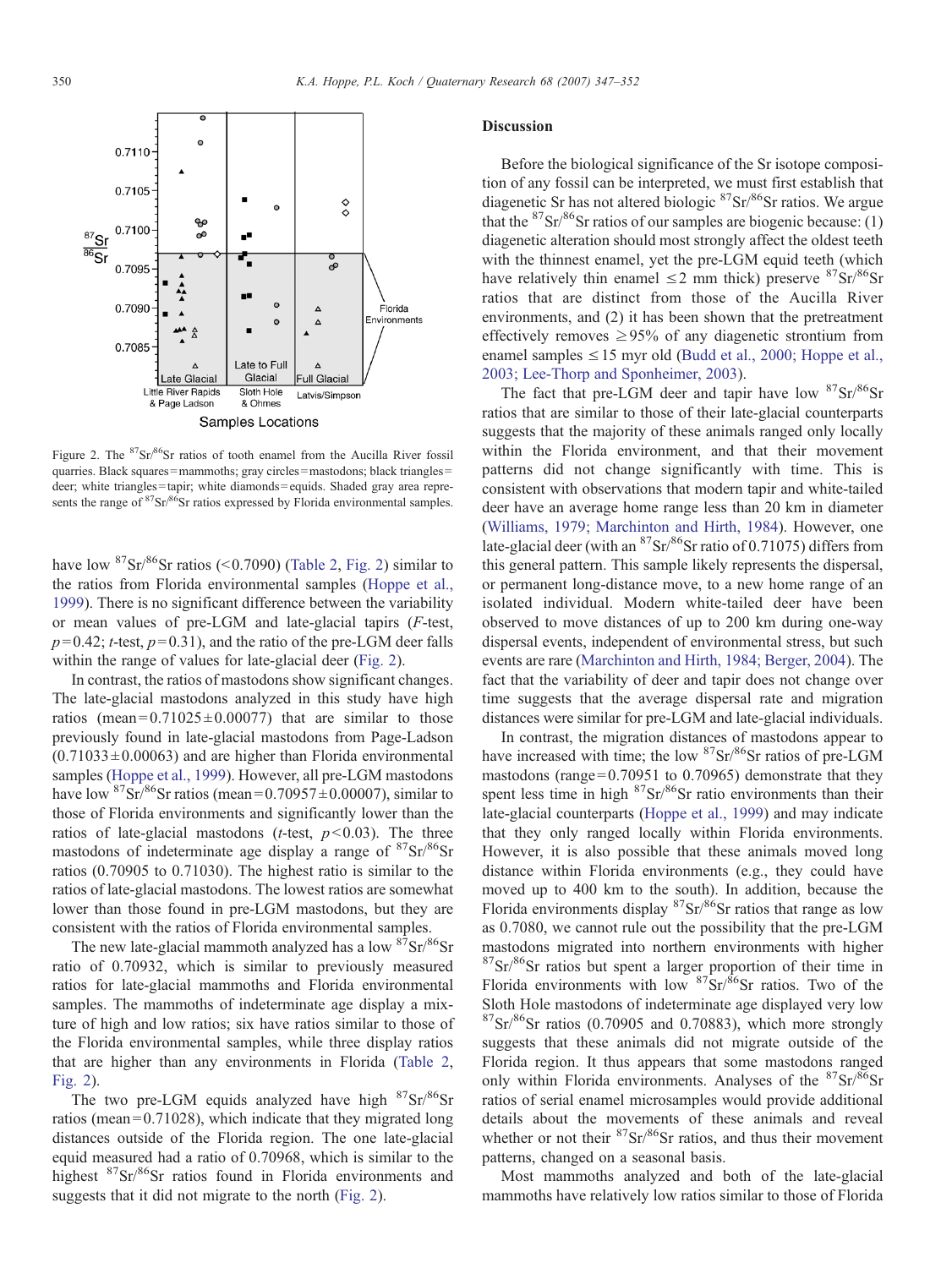0.7110
0.7105
0.7100
0.7095
0.7090
0.7085

$^{87}$Sr/$^{86}$Sr

Late Glacial
Late to Full Glacial
Full Glacial

Florida Environments

Little River Rapids & Page Ladson
Sloth Hole & Ohmes
Latvis/Simpson

Samples Locations

Figure 2. The $^{87}Sr/^{86}Sr$ ratios of tooth enamel from the Aucilla River fossil quarries. Black squares = mammoths; gray circles = mastodons; black triangles = deer; white triangles = tapir; white diamonds = equids. Shaded gray area represents the range of $^{87}Sr/^{86}Sr$ ratios expressed by Florida environmental samples.

have low $^{87}Sr/^{86}Sr$ ratios (<0.7090) (Table 2, Fig. 2) similar to the ratios from Florida environmental samples (Hoppe et al., 1999). There is no significant difference between the variability or mean values of pre-LGM and late-glacial tapirs ($F$-test, $p = 0.42$; $t$-test, $p = 0.31$), and the ratio of the pre-LGM deer falls within the range of values for late-glacial deer (Fig. 2).

In contrast, the ratios of mastodons show significant changes. The late-glacial mastodons analyzed in this study have high ratios (mean = 0.71025 ± 0.00077) that are similar to those previously found in late-glacial mastodons from Page-Ladson (0.71033 ± 0.00063) and are higher than Florida environmental samples (Hoppe et al., 1999). However, all pre-LGM mastodons have low $^{87}Sr/^{86}Sr$ ratios (mean = 0.70957 ± 0.00007), similar to those of Florida environments and significantly lower than the ratios of late-glacial mastodons ($t$-test, $p < 0.03$). The three mastodons of indeterminate age display a range of $^{87}Sr/^{86}Sr$ ratios (0.70905 to 0.71030). The highest ratio is similar to the ratios of late-glacial mastodons. The lowest ratios are somewhat lower than those found in pre-LGM mastodons, but they are consistent with the ratios of Florida environmental samples.

The new late-glacial mammoth analyzed has a low $^{87}Sr/^{86}Sr$ ratio of 0.70932, which is similar to previously measured ratios for late-glacial mammoths and Florida environmental samples. The mammoths of indeterminate age display a mixture of high and low ratios; six have ratios similar to those of the Florida environmental samples, while three display ratios that are higher than any environments in Florida (Table 2, Fig. 2).

The two pre-LGM equids analyzed have high $^{87}Sr/^{86}Sr$ ratios (mean = 0.71028), which indicate that they migrated long distances outside of the Florida region. The one late-glacial equid measured had a ratio of 0.70968, which is similar to the highest $^{87}Sr/^{86}Sr$ ratios found in Florida environments and suggests that it did not migrate to the north (Fig. 2).

## Discussion

Before the biological significance of the Sr isotope composition of any fossil can be interpreted, we must first establish that diagenetic Sr has not altered biologic $^{87}Sr/^{86}Sr$ ratios. We argue that the $^{87}Sr/^{86}Sr$ ratios of our samples are biogenic because: (1) diagenetic alteration should most strongly affect the oldest teeth with the thinnest enamel, yet the pre-LGM equid teeth (which have relatively thin enamel ≤2 mm thick) preserve $^{87}Sr/^{86}Sr$ ratios that are distinct from those of the Aucilla River environments, and (2) it has been shown that the pretreatment effectively removes ≥95% of any diagenetic strontium from enamel samples ≤15 myr old (Budd et al., 2000; Hoppe et al., 2003; Lee-Thorp and Sponheimer, 2003).

The fact that pre-LGM deer and tapir have low $^{87}Sr/^{86}Sr$ ratios that are similar to those of their late-glacial counterparts suggests that the majority of these animals ranged only locally within the Florida environment, and that their movement patterns did not change significantly with time. This is consistent with observations that modern tapir and white-tailed deer have an average home range less than 20 km in diameter (Williams, 1979; Marchinton and Hirth, 1984). However, one late-glacial deer (with an $^{87}Sr/^{86}Sr$ ratio of 0.71075) differs from this general pattern. This sample likely represents the dispersal, or permanent long-distance move, to a new home range of an isolated individual. Modern white-tailed deer have been observed to move distances of up to 200 km during one-way dispersal events, independent of environmental stress, but such events are rare (Marchinton and Hirth, 1984; Berger, 2004). The fact that the variability of deer and tapir does not change over time suggests that the average dispersal rate and migration distances were similar for pre-LGM and late-glacial individuals.

In contrast, the migration distances of mastodons appear to have increased with time; the low $^{87}Sr/^{86}Sr$ ratios of pre-LGM mastodons (range = 0.70951 to 0.70965) demonstrate that they spent less time in high $^{87}Sr/^{86}Sr$ ratio environments than their late-glacial counterparts (Hoppe et al., 1999) and may indicate that they only ranged locally within Florida environments. However, it is also possible that these animals moved long distance within Florida environments (e.g., they could have moved up to 400 km to the south). In addition, because the Florida environments display $^{87}Sr/^{86}Sr$ ratios that range as low as 0.7080, we cannot rule out the possibility that the pre-LGM mastodons migrated into northern environments with higher $^{87}Sr/^{86}Sr$ ratios but spent a larger proportion of their time in Florida environments with low $^{87}Sr/^{86}Sr$ ratios. Two of the Sloth Hole mastodons of indeterminate age displayed very low $^{87}Sr/^{86}Sr$ ratios (0.70905 and 0.70883), which more strongly suggests that these animals did not migrate outside of the Florida region. It thus appears that some mastodons ranged only within Florida environments. Analyses of the $^{87}Sr/^{86}Sr$ ratios of serial enamel microsamples would provide additional details about the movements of these animals and reveal whether or not their $^{87}Sr/^{86}Sr$ ratios, and thus their movement patterns, changed on a seasonal basis.

Most mammoths analyzed and both of the late-glacial mammoths have relatively low ratios similar to those of Florida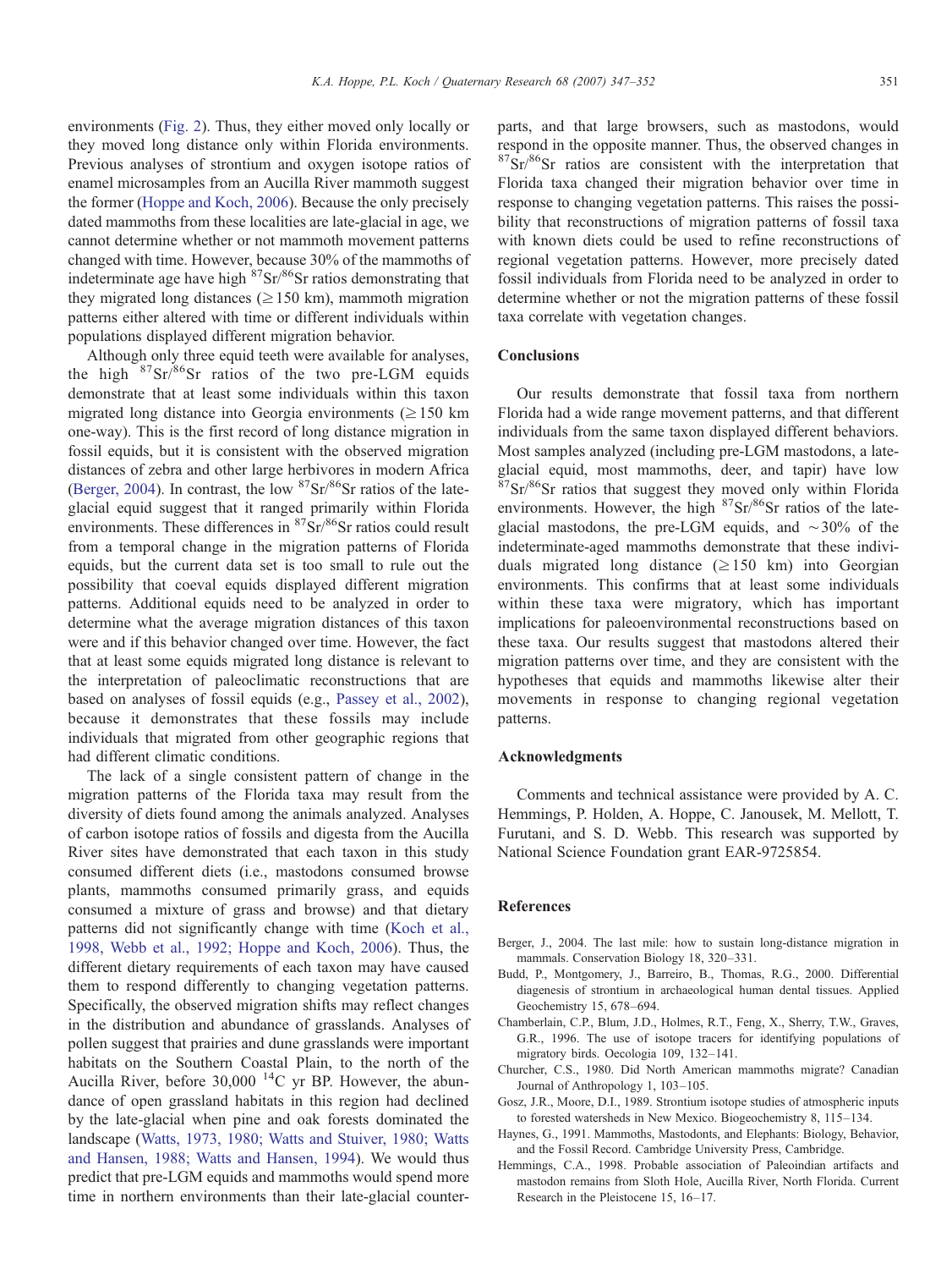environments (Fig. 2). Thus, they either moved only locally or they moved long distance only within Florida environments. Previous analyses of strontium and oxygen isotope ratios of enamel microsamples from an Aucilla River mammoth suggest the former (Hoppe and Koch, 2006). Because the only precisely dated mammoths from these localities are late-glacial in age, we cannot determine whether or not mammoth movement patterns changed with time. However, because 30% of the mammoths of indeterminate age have high $^{87}Sr/^{86}Sr$ ratios demonstrating that they migrated long distances (≥150 km), mammoth migration patterns either altered with time or different individuals within populations displayed different migration behavior.

Although only three equid teeth were available for analyses, the high $^{87}Sr/^{86}Sr$ ratios of the two pre-LGM equids demonstrate that at least some individuals within this taxon migrated long distance into Georgia environments (≥150 km one-way). This is the first record of long distance migration in fossil equids, but it is consistent with the observed migration distances of zebra and other large herbivores in modern Africa (Berger, 2004). In contrast, the low $^{87}Sr/^{86}Sr$ ratios of the late-glacial equid suggest that it ranged primarily within Florida environments. These differences in $^{87}Sr/^{86}Sr$ ratios could result from a temporal change in the migration patterns of Florida equids, but the current data set is too small to rule out the possibility that coeval equids displayed different migration patterns. Additional equids need to be analyzed in order to determine what the average migration distances of this taxon were and if this behavior changed over time. However, the fact that at least some equids migrated long distance is relevant to the interpretation of paleoclimatic reconstructions that are based on analyses of fossil equids (e.g., Passey et al., 2002), because it demonstrates that these fossils may include individuals that migrated from other geographic regions that had different climatic conditions.

The lack of a single consistent pattern of change in the migration patterns of the Florida taxa may result from the diversity of diets found among the animals analyzed. Analyses of carbon isotope ratios of fossils and digesta from the Aucilla River sites have demonstrated that each taxon in this study consumed different diets (i.e., mastodons consumed browse plants, mammoths consumed primarily grass, and equids consumed a mixture of grass and browse) and that dietary patterns did not significantly change with time (Koch et al., 1998, Webb et al., 1992; Hoppe and Koch, 2006). Thus, the different dietary requirements of each taxon may have caused them to respond differently to changing vegetation patterns. Specifically, the observed migration shifts may reflect changes in the distribution and abundance of grasslands. Analyses of pollen suggest that prairies and dune grasslands were important habitats on the Southern Coastal Plain, to the north of the Aucilla River, before 30,000 $^{14}C$ yr BP. However, the abundance of open grassland habitats in this region had declined by the late-glacial when pine and oak forests dominated the landscape (Watts, 1973, 1980; Watts and Stuiver, 1980; Watts and Hansen, 1988; Watts and Hansen, 1994). We would thus predict that pre-LGM equids and mammoths would spend more time in northern environments than their late-glacial counterparts, and that large browsers, such as mastodons, would respond in the opposite manner. Thus, the observed changes in $^{87}Sr/^{86}Sr$ ratios are consistent with the interpretation that Florida taxa changed their migration behavior over time in response to changing vegetation patterns. This raises the possibility that reconstructions of migration patterns of fossil taxa with known diets could be used to refine reconstructions of regional vegetation patterns. However, more precisely dated fossil individuals from Florida need to be analyzed in order to determine whether or not the migration patterns of these fossil taxa correlate with vegetation changes.

## Conclusions

Our results demonstrate that fossil taxa from northern Florida had a wide range movement patterns, and that different individuals from the same taxon displayed different behaviors. Most samples analyzed (including pre-LGM mastodons, a late-glacial equid, most mammoths, deer, and tapir) have low $^{87}Sr/^{86}Sr$ ratios that suggest they moved only within Florida environments. However, the high $^{87}Sr/^{86}Sr$ ratios of the late-glacial mastodons, the pre-LGM equids, and ~30% of the indeterminate-aged mammoths demonstrate that these individuals migrated long distance (≥150 km) into Georgian environments. This confirms that at least some individuals within these taxa were migratory, which has important implications for paleoenvironmental reconstructions based on these taxa. Our results suggest that mastodons altered their migration patterns over time, and they are consistent with the hypotheses that equids and mammoths likewise alter their movements in response to changing regional vegetation patterns.

## Acknowledgments

Comments and technical assistance were provided by A. C. Hemmings, P. Holden, A. Hoppe, C. Janousek, M. Mellott, T. Furutani, and S. D. Webb. This research was supported by National Science Foundation grant EAR-9725854.

## References

Berger, J., 2004. The last mile: how to sustain long-distance migration in mammals. Conservation Biology 18, 320–331.

Budd, P., Montgomery, J., Barreiro, B., Thomas, R.G., 2000. Differential diagenesis of strontium in archaeological human dental tissues. Applied Geochemistry 15, 678–694.

Chamberlain, C.P., Blum, J.D., Holmes, R.T., Feng, X., Sherry, T.W., Graves, G.R., 1996. The use of isotope tracers for identifying populations of migratory birds. Oecologia 109, 132–141.

Churcher, C.S., 1980. Did North American mammoths migrate? Canadian Journal of Anthropology 1, 103–105.

Gosz, J.R., Moore, D.I., 1989. Strontium isotope studies of atmospheric inputs to forested watersheds in New Mexico. Biogeochemistry 8, 115–134.

Haynes, G., 1991. Mammoths, Mastodonts, and Elephants: Biology, Behavior, and the Fossil Record. Cambridge University Press, Cambridge.

Hemmings, C.A., 1998. Probable association of Paleoindian artifacts and mastodon remains from Sloth Hole, Aucilla River, North Florida. Current Research in the Pleistocene 15, 16–17.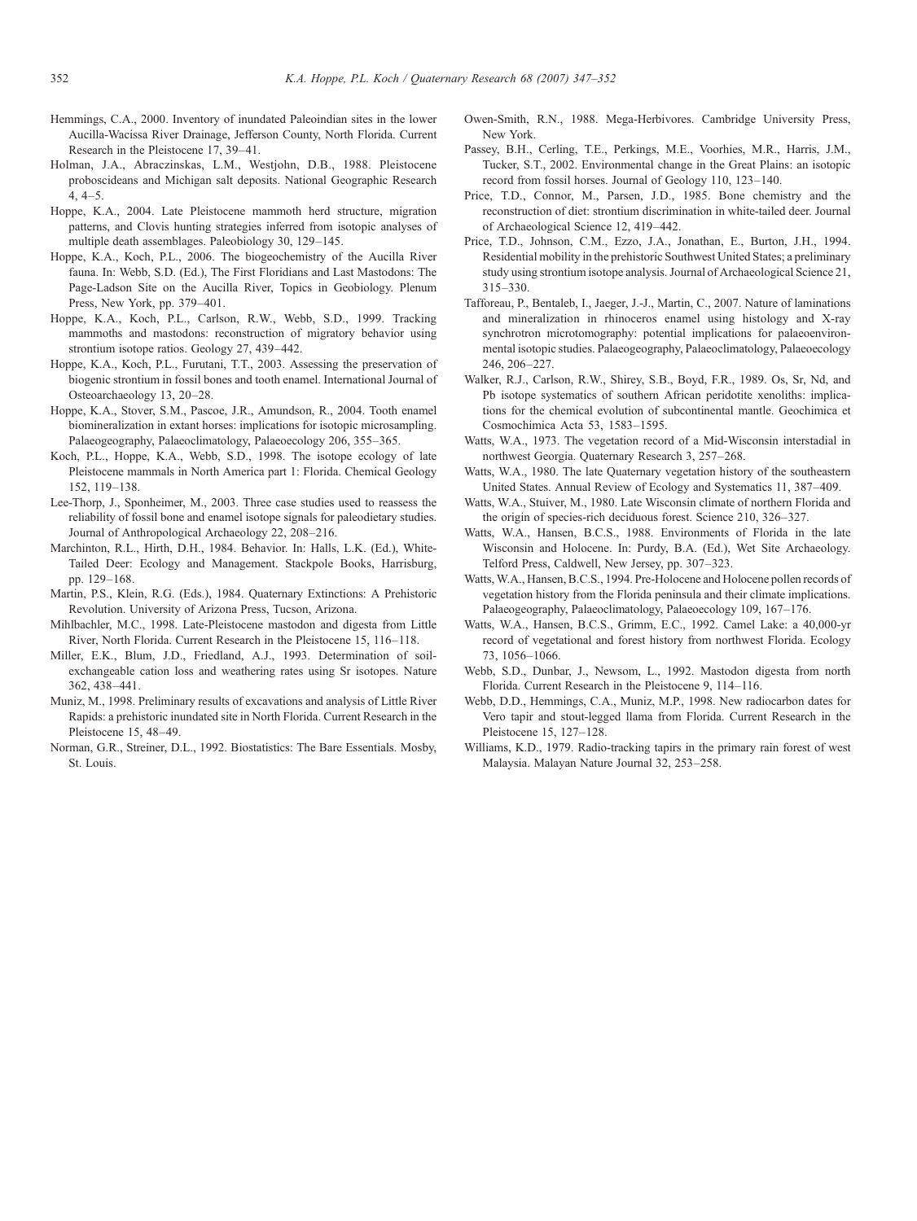Hemmings, C.A., 2000. Inventory of inundated Paleoindian sites in the lower Aucilla-Wacissa River Drainage, Jefferson County, North Florida. Current Research in the Pleistocene 17, 39–41.

Holman, J.A., Abraczinskas, L.M., Westjohn, D.B., 1988. Pleistocene proboscideans and Michigan salt deposits. National Geographic Research 4, 4–5.

Hoppe, K.A., 2004. Late Pleistocene mammoth herd structure, migration patterns, and Clovis hunting strategies inferred from isotopic analyses of multiple death assemblages. Paleobiology 30, 129–145.

Hoppe, K.A., Koch, P.L., 2006. The biogeochemistry of the Aucilla River fauna. In: Webb, S.D. (Ed.), The First Floridians and Last Mastodons: The Page-Ladson Site on the Aucilla River, Topics in Geobiology. Plenum Press, New York, pp. 379–401.

Hoppe, K.A., Koch, P.L., Carlson, R.W., Webb, S.D., 1999. Tracking mammoths and mastodons: reconstruction of migratory behavior using strontium isotope ratios. Geology 27, 439–442.

Hoppe, K.A., Koch, P.L., Furutani, T.T., 2003. Assessing the preservation of biogenic strontium in fossil bones and tooth enamel. International Journal of Osteoarchaeology 13, 20–28.

Hoppe, K.A., Stover, S.M., Pascoe, J.R., Amundson, R., 2004. Tooth enamel biomineralization in extant horses: implications for isotopic microsampling. Palaeogeography, Palaeoclimatology, Palaeoecology 206, 355–365.

Koch, P.L., Hoppe, K.A., Webb, S.D., 1998. The isotope ecology of late Pleistocene mammals in North America part 1: Florida. Chemical Geology 152, 119–138.

Lee-Thorp, J., Sponheimer, M., 2003. Three case studies used to reassess the reliability of fossil bone and enamel isotope signals for paleodietary studies. Journal of Anthropological Archaeology 22, 208–216.

Marchinton, R.L., Hirth, D.H., 1984. Behavior. In: Halls, L.K. (Ed.), White-Tailed Deer: Ecology and Management. Stackpole Books, Harrisburg, pp. 129–168.

Martin, P.S., Klein, R.G. (Eds.), 1984. Quaternary Extinctions: A Prehistoric Revolution. University of Arizona Press, Tucson, Arizona.

Mihlbachler, M.C., 1998. Late-Pleistocene mastodon and digesta from Little River, North Florida. Current Research in the Pleistocene 15, 116–118.

Miller, E.K., Blum, J.D., Friedland, A.J., 1993. Determination of soil-exchangeable cation loss and weathering rates using Sr isotopes. Nature 362, 438–441.

Muniz, M., 1998. Preliminary results of excavations and analysis of Little River Rapids: a prehistoric inundated site in North Florida. Current Research in the Pleistocene 15, 48–49.

Norman, G.R., Streiner, D.L., 1992. Biostatistics: The Bare Essentials. Mosby, St. Louis.

Owen-Smith, R.N., 1988. Mega-Herbivores. Cambridge University Press, New York.

Passey, B.H., Cerling, T.E., Perkings, M.E., Voorhies, M.R., Harris, J.M., Tucker, S.T., 2002. Environmental change in the Great Plains: an isotopic record from fossil horses. Journal of Geology 110, 123–140.

Price, T.D., Connor, M., Parsen, J.D., 1985. Bone chemistry and the reconstruction of diet: strontium discrimination in white-tailed deer. Journal of Archaeological Science 12, 419–442.

Price, T.D., Johnson, C.M., Ezzo, J.A., Jonathan, E., Burton, J.H., 1994. Residential mobility in the prehistoric Southwest United States; a preliminary study using strontium isotope analysis. Journal of Archaeological Science 21, 315–330.

Tafforeau, P., Bentaleb, I., Jaeger, J.-J., Martin, C., 2007. Nature of laminations and mineralization in rhinoceros enamel using histology and X-ray synchrotron microtomography: potential implications for palaeoenvironmental isotopic studies. Palaeogeography, Palaeoclimatology, Palaeoecology 246, 206–227.

Walker, R.J., Carlson, R.W., Shirey, S.B., Boyd, F.R., 1989. Os, Sr, Nd, and Pb isotope systematics of southern African peridotite xenoliths: implications for the chemical evolution of subcontinental mantle. Geochimica et Cosmochimica Acta 53, 1583–1595.

Watts, W.A., 1973. The vegetation record of a Mid-Wisconsin interstadial in northwest Georgia. Quaternary Research 3, 257–268.

Watts, W.A., 1980. The late Quaternary vegetation history of the southeastern United States. Annual Review of Ecology and Systematics 11, 387–409.

Watts, W.A., Stuiver, M., 1980. Late Wisconsin climate of northern Florida and the origin of species-rich deciduous forest. Science 210, 326–327.

Watts, W.A., Hansen, B.C.S., 1988. Environments of Florida in the late Wisconsin and Holocene. In: Purdy, B.A. (Ed.), Wet Site Archaeology. Telford Press, Caldwell, New Jersey, pp. 307–323.

Watts, W.A., Hansen, B.C.S., 1994. Pre-Holocene and Holocene pollen records of vegetation history from the Florida peninsula and their climate implications. Palaeogeography, Palaeoclimatology, Palaeoecology 109, 167–176.

Watts, W.A., Hansen, B.C.S., Grimm, E.C., 1992. Camel Lake: a 40,000-yr record of vegetational and forest history from northwest Florida. Ecology 73, 1056–1066.

Webb, S.D., Dunbar, J., Newsom, L., 1992. Mastodon digesta from north Florida. Current Research in the Pleistocene 9, 114–116.

Webb, D.D., Hemmings, C.A., Muniz, M.P., 1998. New radiocarbon dates for Vero tapir and stout-legged llama from Florida. Current Research in the Pleistocene 15, 127–128.

Williams, K.D., 1979. Radio-tracking tapirs in the primary rain forest of west Malaysia. Malayan Nature Journal 32, 253–258.